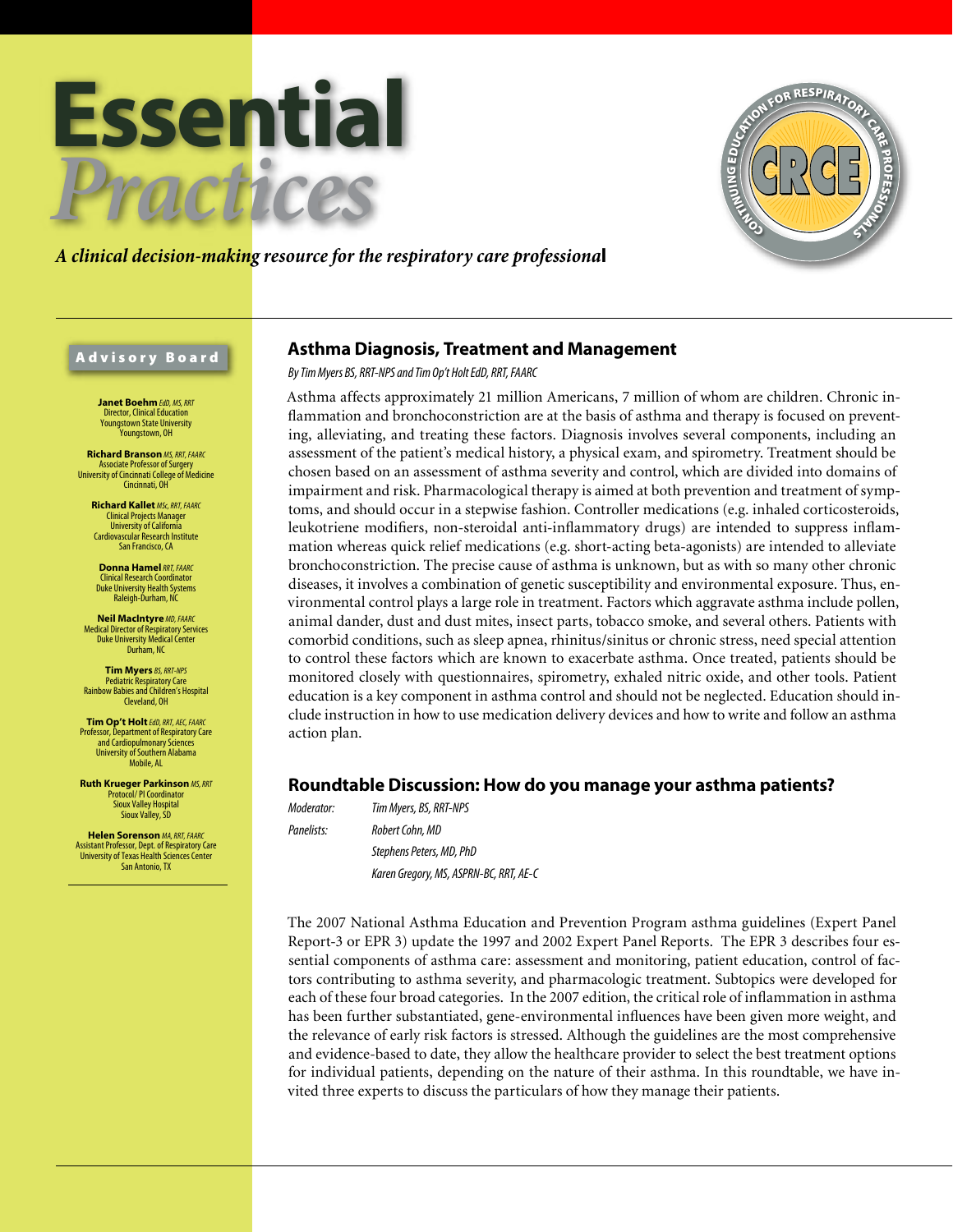# Essential Practices

*A clinical decision-making resource for the respiratory care professional*

CONTINUING EDUCATION FOR RESPIRATORY CARE PROFESSIONALS — CRCE

**Advisory Board**

**Janet Boehm** *EdD, MS, RRT*
Director, Clinical Education
Youngstown State University
Youngstown, OH

**Richard Branson** *MS, RRT, FAARC*
Associate Professor of Surgery
University of Cincinnati College of Medicine
Cincinnati, OH

**Richard Kallet** *MSc, RRT, FAARC*
Clinical Projects Manager
University of California
Cardiovascular Research Institute
San Francisco, CA

**Donna Hamel** *RRT, FAARC*
Clinical Research Coordinator
Duke University Health Systems
Raleigh-Durham, NC

**Neil MacIntyre** *MD, FAARC*
Medical Director of Respiratory Services
Duke University Medical Center
Durham, NC

**Tim Myers** *BS, RRT-NPS*
Pediatric Respiratory Care
Rainbow Babies and Children's Hospital
Cleveland, OH

**Tim Op't Holt** *EdD, RRT, AEC, FAARC*
Professor, Department of Respiratory Care and Cardiopulmonary Sciences
University of Southern Alabama
Mobile, AL

**Ruth Krueger Parkinson** *MS, RRT*
Protocol/ PI Coordinator
Sioux Valley Hospital
Sioux Valley, SD

**Helen Sorenson** *MA, RRT, FAARC*
Assistant Professor, Dept. of Respiratory Care
University of Texas Health Sciences Center
San Antonio, TX

## Asthma Diagnosis, Treatment and Management

*By Tim Myers BS, RRT-NPS and Tim Op't Holt EdD, RRT, FAARC*

Asthma affects approximately 21 million Americans, 7 million of whom are children. Chronic inflammation and bronchoconstriction are at the basis of asthma and therapy is focused on preventing, alleviating, and treating these factors. Diagnosis involves several components, including an assessment of the patient's medical history, a physical exam, and spirometry. Treatment should be chosen based on an assessment of asthma severity and control, which are divided into domains of impairment and risk. Pharmacological therapy is aimed at both prevention and treatment of symptoms, and should occur in a stepwise fashion. Controller medications (e.g. inhaled corticosteroids, leukotriene modifiers, non-steroidal anti-inflammatory drugs) are intended to suppress inflammation whereas quick relief medications (e.g. short-acting beta-agonists) are intended to alleviate bronchoconstriction. The precise cause of asthma is unknown, but as with so many other chronic diseases, it involves a combination of genetic susceptibility and environmental exposure. Thus, environmental control plays a large role in treatment. Factors which aggravate asthma include pollen, animal dander, dust and dust mites, insect parts, tobacco smoke, and several others. Patients with comorbid conditions, such as sleep apnea, rhinitis/sinitus or chronic stress, need special attention to control these factors which are known to exacerbate asthma. Once treated, patients should be monitored closely with questionnaires, spirometry, exhaled nitric oxide, and other tools. Patient education is a key component in asthma control and should not be neglected. Education should include instruction in how to use medication delivery devices and how to write and follow an asthma action plan.

## Roundtable Discussion: How do you manage your asthma patients?

*Moderator:* Tim Myers, BS, RRT-NPS

*Panelists:* Robert Cohn, MD

Stephens Peters, MD, PhD

Karen Gregory, MS, ASPRN-BC, RRT, AE-C

The 2007 National Asthma Education and Prevention Program asthma guidelines (Expert Panel Report-3 or EPR 3) update the 1997 and 2002 Expert Panel Reports. The EPR 3 describes four essential components of asthma care: assessment and monitoring, patient education, control of factors contributing to asthma severity, and pharmacologic treatment. Subtopics were developed for each of these four broad categories. In the 2007 edition, the critical role of inflammation in asthma has been further substantiated, gene-environmental influences have been given more weight, and the relevance of early risk factors is stressed. Although the guidelines are the most comprehensive and evidence-based to date, they allow the healthcare provider to select the best treatment options for individual patients, depending on the nature of their asthma. In this roundtable, we have invited three experts to discuss the particulars of how they manage their patients.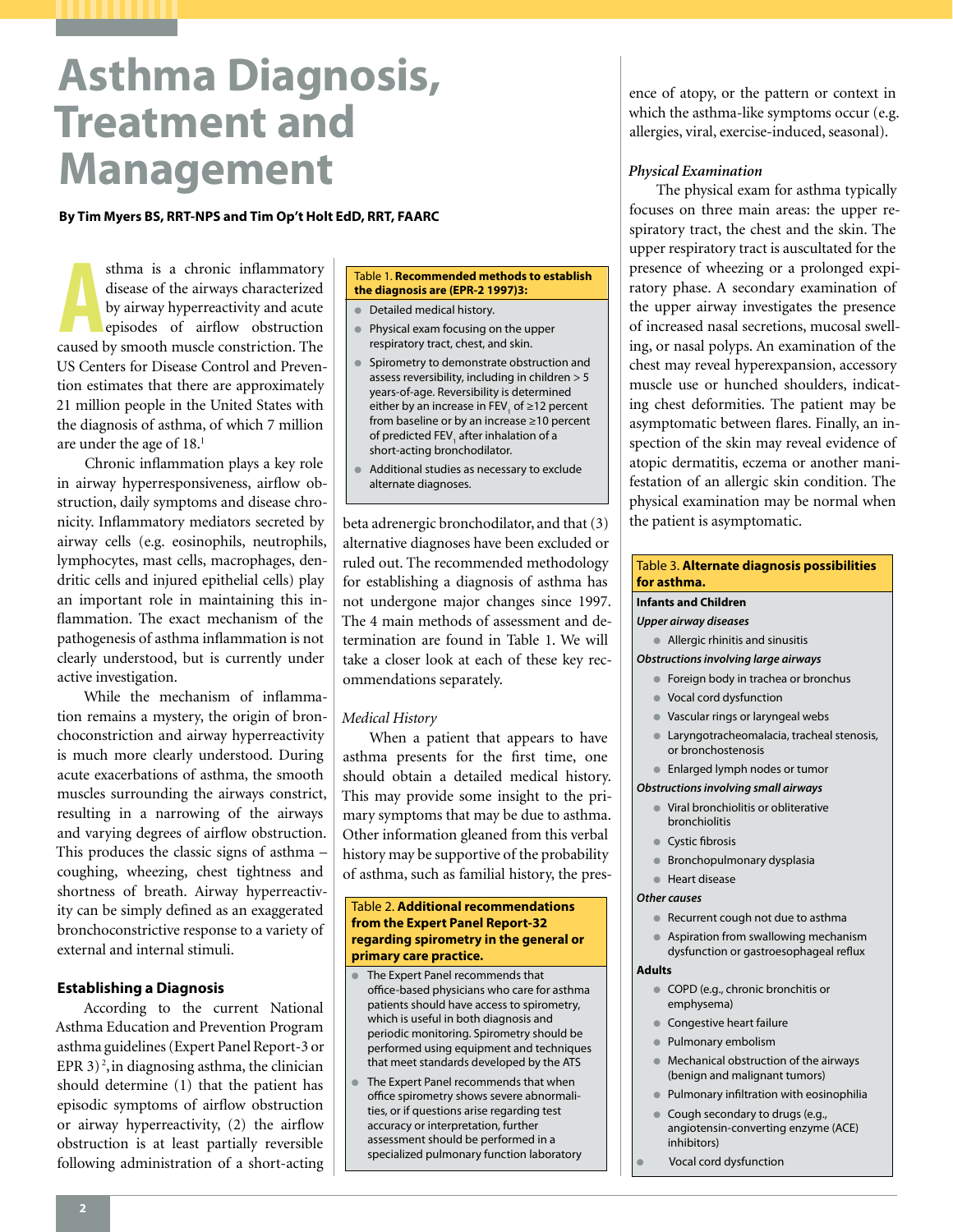# Asthma Diagnosis, Treatment and Management

**By Tim Myers BS, RRT-NPS and Tim Op't Holt EdD, RRT, FAARC**

Asthma is a chronic inflammatory disease of the airways characterized by airway hyperreactivity and acute episodes of airflow obstruction caused by smooth muscle constriction. The US Centers for Disease Control and Prevention estimates that there are approximately 21 million people in the United States with the diagnosis of asthma, of which 7 million are under the age of 18.[1]

Chronic inflammation plays a key role in airway hyperresponsiveness, airflow obstruction, daily symptoms and disease chronicity. Inflammatory mediators secreted by airway cells (e.g. eosinophils, neutrophils, lymphocytes, mast cells, macrophages, dendritic cells and injured epithelial cells) play an important role in maintaining this inflammation. The exact mechanism of the pathogenesis of asthma inflammation is not clearly understood, but is currently under active investigation.

While the mechanism of inflammation remains a mystery, the origin of bronchoconstriction and airway hyperreactivity is much more clearly understood. During acute exacerbations of asthma, the smooth muscles surrounding the airways constrict, resulting in a narrowing of the airways and varying degrees of airflow obstruction. This produces the classic signs of asthma – coughing, wheezing, chest tightness and shortness of breath. Airway hyperreactivity can be simply defined as an exaggerated bronchoconstrictive response to a variety of external and internal stimuli.

### Establishing a Diagnosis

According to the current National Asthma Education and Prevention Program asthma guidelines (Expert Panel Report-3 or EPR 3)[2], in diagnosing asthma, the clinician should determine (1) that the patient has episodic symptoms of airflow obstruction or airway hyperreactivity, (2) the airflow obstruction is at least partially reversible following administration of a short-acting beta adrenergic bronchodilator, and that (3) alternative diagnoses have been excluded or ruled out. The recommended methodology for establishing a diagnosis of asthma has not undergone major changes since 1997. The 4 main methods of assessment and determination are found in Table 1. We will take a closer look at each of these key recommendations separately.

**Table 1. Recommended methods to establish the diagnosis are (EPR-2 1997)3:**

- Detailed medical history.
- Physical exam focusing on the upper respiratory tract, chest, and skin.
- Spirometry to demonstrate obstruction and assess reversibility, including in children > 5 years-of-age. Reversibility is determined either by an increase in $FEV_1$ of ≥12 percent from baseline or by an increase ≥10 percent of predicted $FEV_1$ after inhalation of a short-acting bronchodilator.
- Additional studies as necessary to exclude alternate diagnoses.

*Medical History*

When a patient that appears to have asthma presents for the first time, one should obtain a detailed medical history. This may provide some insight to the primary symptoms that may be due to asthma. Other information gleaned from this verbal history may be supportive of the probability of asthma, such as familial history, the presence of atopy, or the pattern or context in which the asthma-like symptoms occur (e.g. allergies, viral, exercise-induced, seasonal).

**Table 2. Additional recommendations from the Expert Panel Report-32 regarding spirometry in the general or primary care practice.**

- The Expert Panel recommends that office-based physicians who care for asthma patients should have access to spirometry, which is useful in both diagnosis and periodic monitoring. Spirometry should be performed using equipment and techniques that meet standards developed by the ATS
- The Expert Panel recommends that when office spirometry shows severe abnormalities, or if questions arise regarding test accuracy or interpretation, further assessment should be performed in a specialized pulmonary function laboratory

*Physical Examination*

The physical exam for asthma typically focuses on three main areas: the upper respiratory tract, the chest and the skin. The upper respiratory tract is auscultated for the presence of wheezing or a prolonged expiratory phase. A secondary examination of the upper airway investigates the presence of increased nasal secretions, mucosal swelling, or nasal polyps. An examination of the chest may reveal hyperexpansion, accessory muscle use or hunched shoulders, indicating chest deformities. The patient may be asymptomatic between flares. Finally, an inspection of the skin may reveal evidence of atopic dermatitis, eczema or another manifestation of an allergic skin condition. The physical examination may be normal when the patient is asymptomatic.

**Table 3. Alternate diagnosis possibilities for asthma.**

**Infants and Children**

***Upper airway diseases***

- Allergic rhinitis and sinusitis

***Obstructions involving large airways***

- Foreign body in trachea or bronchus
- Vocal cord dysfunction
- Vascular rings or laryngeal webs
- Laryngotracheomalacia, tracheal stenosis, or bronchostenosis
- Enlarged lymph nodes or tumor

***Obstructions involving small airways***

- Viral bronchiolitis or obliterative bronchiolitis
- Cystic fibrosis
- Bronchopulmonary dysplasia
- Heart disease

***Other causes***

- Recurrent cough not due to asthma
- Aspiration from swallowing mechanism dysfunction or gastroesophageal reflux

**Adults**

- COPD (e.g., chronic bronchitis or emphysema)
- Congestive heart failure
- Pulmonary embolism
- Mechanical obstruction of the airways (benign and malignant tumors)
- Pulmonary infiltration with eosinophilia
- Cough secondary to drugs (e.g., angiotensin-converting enzyme (ACE) inhibitors)
- Vocal cord dysfunction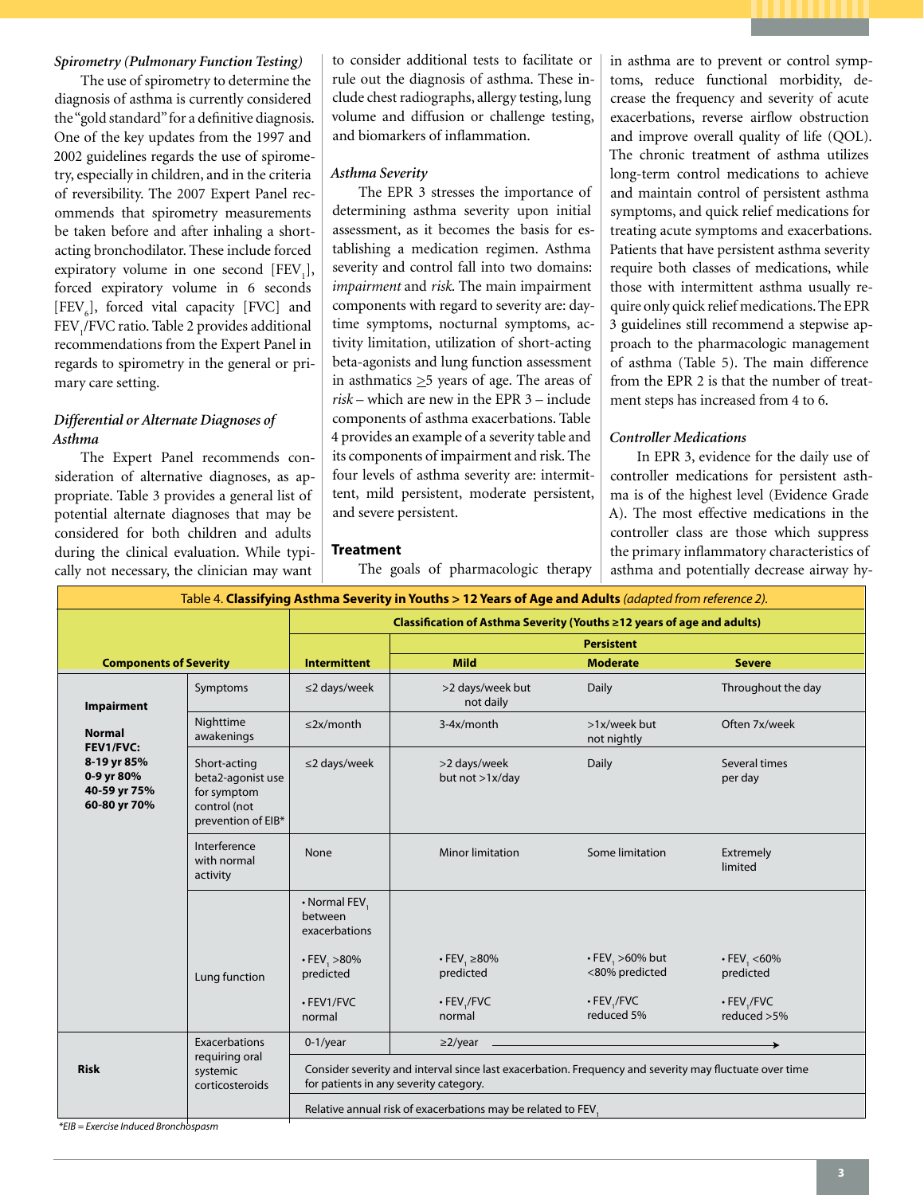*Spirometry (Pulmonary Function Testing)*

The use of spirometry to determine the diagnosis of asthma is currently considered the "gold standard" for a definitive diagnosis. One of the key updates from the 1997 and 2002 guidelines regards the use of spirometry, especially in children, and in the criteria of reversibility. The 2007 Expert Panel recommends that spirometry measurements be taken before and after inhaling a short-acting bronchodilator. These include forced expiratory volume in one second [$FEV_1$], forced expiratory volume in 6 seconds [$FEV_6$], forced vital capacity [FVC] and $FEV_1$/FVC ratio. Table 2 provides additional recommendations from the Expert Panel in regards to spirometry in the general or primary care setting.

*Differential or Alternate Diagnoses of Asthma*

The Expert Panel recommends consideration of alternative diagnoses, as appropriate. Table 3 provides a general list of potential alternate diagnoses that may be considered for both children and adults during the clinical evaluation. While typically not necessary, the clinician may want to consider additional tests to facilitate or rule out the diagnosis of asthma. These include chest radiographs, allergy testing, lung volume and diffusion or challenge testing, and biomarkers of inflammation.

*Asthma Severity*

The EPR 3 stresses the importance of determining asthma severity upon initial assessment, as it becomes the basis for establishing a medication regimen. Asthma severity and control fall into two domains: *impairment* and *risk*. The main impairment components with regard to severity are: daytime symptoms, nocturnal symptoms, activity limitation, utilization of short-acting beta-agonists and lung function assessment in asthmatics ≥5 years of age. The areas of *risk* – which are new in the EPR 3 – include components of asthma exacerbations. Table 4 provides an example of a severity table and its components of impairment and risk. The four levels of asthma severity are: intermittent, mild persistent, moderate persistent, and severe persistent.

**Treatment**

The goals of pharmacologic therapy in asthma are to prevent or control symptoms, reduce functional morbidity, decrease the frequency and severity of acute exacerbations, reverse airflow obstruction and improve overall quality of life (QOL). The chronic treatment of asthma utilizes long-term control medications to achieve and maintain control of persistent asthma symptoms, and quick relief medications for treating acute symptoms and exacerbations. Patients that have persistent asthma severity require both classes of medications, while those with intermittent asthma usually require only quick relief medications. The EPR 3 guidelines still recommend a stepwise approach to the pharmacologic management of asthma (Table 5). The main difference from the EPR 2 is that the number of treatment steps has increased from 4 to 6.

*Controller Medications*

In EPR 3, evidence for the daily use of controller medications for persistent asthma is of the highest level (Evidence Grade A). The most effective medications in the controller class are those which suppress the primary inflammatory characteristics of asthma and potentially decrease airway hy-

Table 4. **Classifying Asthma Severity in Youths > 12 Years of Age and Adults** *(adapted from reference 2).*

| Components of Severity | | Classification of Asthma Severity (Youths ≥12 years of age and adults) | | | |
|---|---|---|---|---|---|
| | | Intermittent | Persistent: Mild | Persistent: Moderate | Persistent: Severe |
| **Impairment**<br><br>**Normal FEV1/FVC:**<br>**8-19 yr 85%**<br>**0-9 yr 80%**<br>**40-59 yr 75%**<br>**60-80 yr 70%** | Symptoms | ≤2 days/week | >2 days/week but not daily | Daily | Throughout the day |
| | Nighttime awakenings | ≤2x/month | 3-4x/month | >1x/week but not nightly | Often 7x/week |
| | Short-acting beta2-agonist use for symptom control (not prevention of EIB*) | ≤2 days/week | >2 days/week but not >1x/day | Daily | Several times per day |
| | Interference with normal activity | None | Minor limitation | Some limitation | Extremely limited |
| | Lung function | • Normal $FEV_1$ between exacerbations<br>• $FEV_1$ >80% predicted<br>• FEV1/FVC normal | • $FEV_1$ ≥80% predicted<br>• $FEV_1$/FVC normal | • $FEV_1$ >60% but <80% predicted<br>• $FEV_1$/FVC reduced 5% | • $FEV_1$ <60% predicted<br>• $FEV_1$/FVC reduced >5% |
| **Risk** | Exacerbations requiring oral systemic corticosteroids | 0-1/year | ≥2/year → | | |
| | | Consider severity and interval since last exacerbation. Frequency and severity may fluctuate over time for patients in any severity category. | | | |
| | | Relative annual risk of exacerbations may be related to $FEV_1$ | | | |

*EIB = Exercise Induced Bronchospasm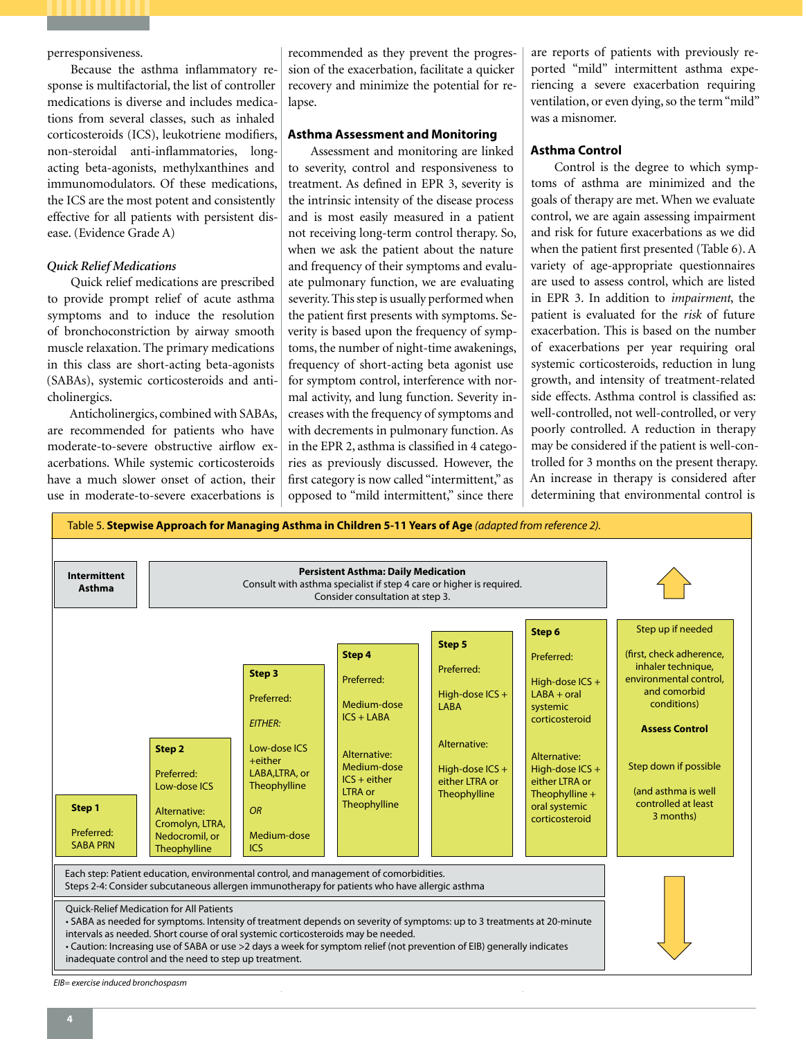perresponsiveness.

Because the asthma inflammatory response is multifactorial, the list of controller medications is diverse and includes medications from several classes, such as inhaled corticosteroids (ICS), leukotriene modifiers, non-steroidal anti-inflammatories, long-acting beta-agonists, methylxanthines and immunomodulators. Of these medications, the ICS are the most potent and consistently effective for all patients with persistent disease. (Evidence Grade A)

*Quick Relief Medications*

Quick relief medications are prescribed to provide prompt relief of acute asthma symptoms and to induce the resolution of bronchoconstriction by airway smooth muscle relaxation. The primary medications in this class are short-acting beta-agonists (SABAs), systemic corticosteroids and anticholinergics.

Anticholinergics, combined with SABAs, are recommended for patients who have moderate-to-severe obstructive airflow exacerbations. While systemic corticosteroids have a much slower onset of action, their use in moderate-to-severe exacerbations is recommended as they prevent the progression of the exacerbation, facilitate a quicker recovery and minimize the potential for relapse.

## Asthma Assessment and Monitoring

Assessment and monitoring are linked to severity, control and responsiveness to treatment. As defined in EPR 3, severity is the intrinsic intensity of the disease process and is most easily measured in a patient not receiving long-term control therapy. So, when we ask the patient about the nature and frequency of their symptoms and evaluate pulmonary function, we are evaluating severity. This step is usually performed when the patient first presents with symptoms. Severity is based upon the frequency of symptoms, the number of night-time awakenings, frequency of short-acting beta agonist use for symptom control, interference with normal activity, and lung function. Severity increases with the frequency of symptoms and with decrements in pulmonary function. As in the EPR 2, asthma is classified in 4 categories as previously discussed. However, the first category is now called "intermittent," as opposed to "mild intermittent," since there are reports of patients with previously reported "mild" intermittent asthma experiencing a severe exacerbation requiring ventilation, or even dying, so the term "mild" was a misnomer.

## Asthma Control

Control is the degree to which symptoms of asthma are minimized and the goals of therapy are met. When we evaluate control, we are again assessing impairment and risk for future exacerbations as we did when the patient first presented (Table 6). A variety of age-appropriate questionnaires are used to assess control, which are listed in EPR 3. In addition to *impairment*, the patient is evaluated for the *risk* of future exacerbation. This is based on the number of exacerbations per year requiring oral systemic corticosteroids, reduction in lung growth, and intensity of treatment-related side effects. Asthma control is classified as: well-controlled, not well-controlled, or very poorly controlled. A reduction in therapy may be considered if the patient is well-controlled for 3 months on the present therapy. An increase in therapy is considered after determining that environmental control is

Table 5. **Stepwise Approach for Managing Asthma in Children 5-11 Years of Age** *(adapted from reference 2).*

| Intermittent Asthma | Persistent Asthma: Daily Medication. Consult with asthma specialist if step 4 care or higher is required. Consider consultation at step 3. | | | | | |
|---|---|---|---|---|---|---|
| **Step 1** | **Step 2** | **Step 3** | **Step 4** | **Step 5** | **Step 6** | Step up if needed (first, check adherence, inhaler technique, environmental control, and comorbid conditions) |
| Preferred: SABA PRN | Preferred: Low-dose ICS | Preferred: *EITHER:* Low-dose ICS +either LABA,LTRA, or Theophylline *OR* Medium-dose ICS | Preferred: Medium-dose ICS + LABA | Preferred: High-dose ICS + LABA | Preferred: High-dose ICS + LABA + oral systemic corticosteroid | **Assess Control** |
| | Alternative: Cromolyn, LTRA, Nedocromil, or Theophylline | | Alternative: Medium-dose ICS + either LTRA or Theophylline | Alternative: High-dose ICS + either LTRA or Theophylline | Alternative: High-dose ICS + either LTRA or Theophylline + oral systemic corticosteroid | Step down if possible (and asthma is well controlled at least 3 months) |

Each step: Patient education, environmental control, and management of comorbidities.
Steps 2-4: Consider subcutaneous allergen immunotherapy for patients who have allergic asthma

Quick-Relief Medication for All Patients
- SABA as needed for symptoms. Intensity of treatment depends on severity of symptoms: up to 3 treatments at 20-minute intervals as needed. Short course of oral systemic corticosteroids may be needed.
- Caution: Increasing use of SABA or use >2 days a week for symptom relief (not prevention of EIB) generally indicates inadequate control and the need to step up treatment.

*EIB= exercise induced bronchospasm*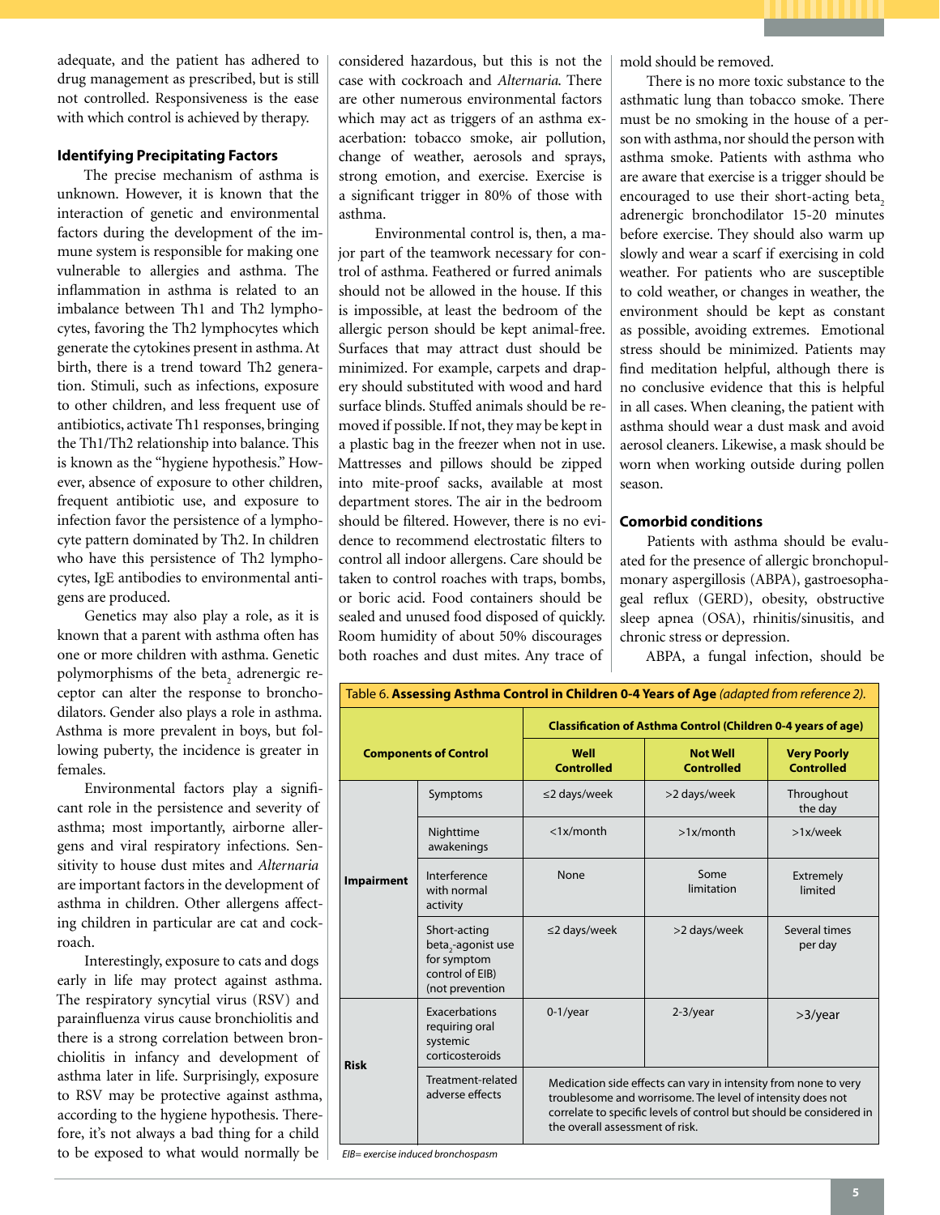adequate, and the patient has adhered to drug management as prescribed, but is still not controlled. Responsiveness is the ease with which control is achieved by therapy.

### Identifying Precipitating Factors

The precise mechanism of asthma is unknown. However, it is known that the interaction of genetic and environmental factors during the development of the immune system is responsible for making one vulnerable to allergies and asthma. The inflammation in asthma is related to an imbalance between Th1 and Th2 lymphocytes, favoring the Th2 lymphocytes which generate the cytokines present in asthma. At birth, there is a trend toward Th2 generation. Stimuli, such as infections, exposure to other children, and less frequent use of antibiotics, activate Th1 responses, bringing the Th1/Th2 relationship into balance. This is known as the "hygiene hypothesis." However, absence of exposure to other children, frequent antibiotic use, and exposure to infection favor the persistence of a lymphocyte pattern dominated by Th2. In children who have this persistence of Th2 lymphocytes, IgE antibodies to environmental antigens are produced.

Genetics may also play a role, as it is known that a parent with asthma often has one or more children with asthma. Genetic polymorphisms of the $beta_2$ adrenergic receptor can alter the response to bronchodilators. Gender also plays a role in asthma. Asthma is more prevalent in boys, but following puberty, the incidence is greater in females.

Environmental factors play a significant role in the persistence and severity of asthma; most importantly, airborne allergens and viral respiratory infections. Sensitivity to house dust mites and *Alternaria* are important factors in the development of asthma in children. Other allergens affecting children in particular are cat and cockroach.

Interestingly, exposure to cats and dogs early in life may protect against asthma. The respiratory syncytial virus (RSV) and parainfluenza virus cause bronchiolitis and there is a strong correlation between bronchiolitis in infancy and development of asthma later in life. Surprisingly, exposure to RSV may be protective against asthma, according to the hygiene hypothesis. Therefore, it's not always a bad thing for a child to be exposed to what would normally be considered hazardous, but this is not the case with cockroach and *Alternaria*. There are other numerous environmental factors which may act as triggers of an asthma exacerbation: tobacco smoke, air pollution, change of weather, aerosols and sprays, strong emotion, and exercise. Exercise is a significant trigger in 80% of those with asthma.

Environmental control is, then, a major part of the teamwork necessary for control of asthma. Feathered or furred animals should not be allowed in the house. If this is impossible, at least the bedroom of the allergic person should be kept animal-free. Surfaces that may attract dust should be minimized. For example, carpets and drapery should substituted with wood and hard surface blinds. Stuffed animals should be removed if possible. If not, they may be kept in a plastic bag in the freezer when not in use. Mattresses and pillows should be zipped into mite-proof sacks, available at most department stores. The air in the bedroom should be filtered. However, there is no evidence to recommend electrostatic filters to control all indoor allergens. Care should be taken to control roaches with traps, bombs, or boric acid. Food containers should be sealed and unused food disposed of quickly. Room humidity of about 50% discourages both roaches and dust mites. Any trace of mold should be removed.

There is no more toxic substance to the asthmatic lung than tobacco smoke. There must be no smoking in the house of a person with asthma, nor should the person with asthma smoke. Patients with asthma who are aware that exercise is a trigger should be encouraged to use their short-acting $beta_2$ adrenergic bronchodilator 15-20 minutes before exercise. They should also warm up slowly and wear a scarf if exercising in cold weather. For patients who are susceptible to cold weather, or changes in weather, the environment should be kept as constant as possible, avoiding extremes. Emotional stress should be minimized. Patients may find meditation helpful, although there is no conclusive evidence that this is helpful in all cases. When cleaning, the patient with asthma should wear a dust mask and avoid aerosol cleaners. Likewise, a mask should be worn when working outside during pollen season.

### Comorbid conditions

Patients with asthma should be evaluated for the presence of allergic bronchopulmonary aspergillosis (ABPA), gastroesophageal reflux (GERD), obesity, obstructive sleep apnea (OSA), rhinitis/sinusitis, and chronic stress or depression.

ABPA, a fungal infection, should be

Table 6. **Assessing Asthma Control in Children 0-4 Years of Age** *(adapted from reference 2).*

| Components of Control | | Classification of Asthma Control (Children 0-4 years of age) | | |
|---|---|---|---|---|
| | | **Well Controlled** | **Not Well Controlled** | **Very Poorly Controlled** |
| **Impairment** | Symptoms | ≤2 days/week | >2 days/week | Throughout the day |
| | Nighttime awakenings | <1x/month | >1x/month | >1x/week |
| | Interference with normal activity | None | Some limitation | Extremely limited |
| | Short-acting $beta_2$-agonist use for symptom control of EIB) (not prevention | ≤2 days/week | >2 days/week | Several times per day |
| **Risk** | Exacerbations requiring oral systemic corticosteroids | 0-1/year | 2-3/year | >3/year |
| | Treatment-related adverse effects | Medication side effects can vary in intensity from none to very troublesome and worrisome. The level of intensity does not correlate to specific levels of control but should be considered in the overall assessment of risk. | | |

*EIB= exercise induced bronchospasm*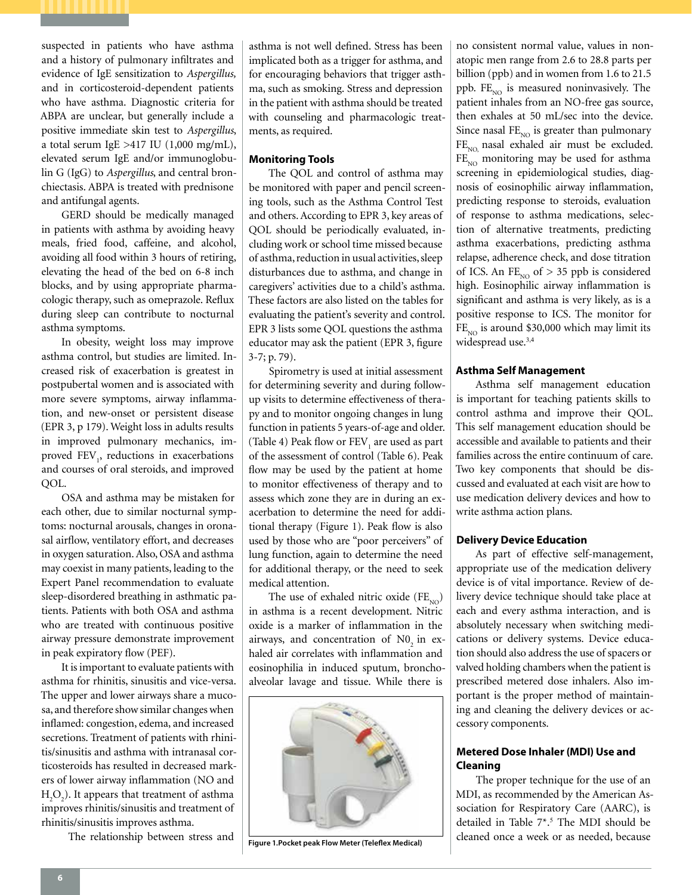suspected in patients who have asthma and a history of pulmonary infiltrates and evidence of IgE sensitization to *Aspergillus*, and in corticosteroid-dependent patients who have asthma. Diagnostic criteria for ABPA are unclear, but generally include a positive immediate skin test to *Aspergillus*, a total serum IgE >417 IU (1,000 mg/mL), elevated serum IgE and/or immunoglobulin G (IgG) to *Aspergillus*, and central bronchiectasis. ABPA is treated with prednisone and antifungal agents.

GERD should be medically managed in patients with asthma by avoiding heavy meals, fried food, caffeine, and alcohol, avoiding all food within 3 hours of retiring, elevating the head of the bed on 6-8 inch blocks, and by using appropriate pharmacologic therapy, such as omeprazole. Reflux during sleep can contribute to nocturnal asthma symptoms.

In obesity, weight loss may improve asthma control, but studies are limited. Increased risk of exacerbation is greatest in postpubertal women and is associated with more severe symptoms, airway inflammation, and new-onset or persistent disease (EPR 3, p 179). Weight loss in adults results in improved pulmonary mechanics, improved $FEV_1$, reductions in exacerbations and courses of oral steroids, and improved QOL.

OSA and asthma may be mistaken for each other, due to similar nocturnal symptoms: nocturnal arousals, changes in oronasal airflow, ventilatory effort, and decreases in oxygen saturation. Also, OSA and asthma may coexist in many patients, leading to the Expert Panel recommendation to evaluate sleep-disordered breathing in asthmatic patients. Patients with both OSA and asthma who are treated with continuous positive airway pressure demonstrate improvement in peak expiratory flow (PEF).

It is important to evaluate patients with asthma for rhinitis, sinusitis and vice-versa. The upper and lower airways share a mucosa, and therefore show similar changes when inflamed: congestion, edema, and increased secretions. Treatment of patients with rhinitis/sinusitis and asthma with intranasal corticosteroids has resulted in decreased markers of lower airway inflammation (NO and $H_2O_2$). It appears that treatment of asthma improves rhinitis/sinusitis and treatment of rhinitis/sinusitis improves asthma.

The relationship between stress and asthma is not well defined. Stress has been implicated both as a trigger for asthma, and for encouraging behaviors that trigger asthma, such as smoking. Stress and depression in the patient with asthma should be treated with counseling and pharmacologic treatments, as required.

### Monitoring Tools

The QOL and control of asthma may be monitored with paper and pencil screening tools, such as the Asthma Control Test and others. According to EPR 3, key areas of QOL should be periodically evaluated, including work or school time missed because of asthma, reduction in usual activities, sleep disturbances due to asthma, and change in caregivers' activities due to a child's asthma. These factors are also listed on the tables for evaluating the patient's severity and control. EPR 3 lists some QOL questions the asthma educator may ask the patient (EPR 3, figure 3-7; p. 79).

Spirometry is used at initial assessment for determining severity and during follow-up visits to determine effectiveness of therapy and to monitor ongoing changes in lung function in patients 5 years-of-age and older. (Table 4) Peak flow or $FEV_1$ are used as part of the assessment of control (Table 6). Peak flow may be used by the patient at home to monitor effectiveness of therapy and to assess which zone they are in during an exacerbation to determine the need for additional therapy (Figure 1). Peak flow is also used by those who are "poor perceivers" of lung function, again to determine the need for additional therapy, or the need to seek medical attention.

The use of exhaled nitric oxide ($FE_{NO}$) in asthma is a recent development. Nitric oxide is a marker of inflammation in the airways, and concentration of $N0_2$ in exhaled air correlates with inflammation and eosinophilia in induced sputum, bronchoalveolar lavage and tissue. While there is no consistent normal value, values in non-atopic men range from 2.6 to 28.8 parts per billion (ppb) and in women from 1.6 to 21.5 ppb. $FE_{NO}$ is measured noninvasively. The patient inhales from an NO-free gas source, then exhales at 50 mL/sec into the device. Since nasal $FE_{NO}$ is greater than pulmonary $FE_{NO}$, nasal exhaled air must be excluded. $FE_{NO}$ monitoring may be used for asthma screening in epidemiological studies, diagnosis of eosinophilic airway inflammation, predicting response to steroids, evaluation of response to asthma medications, selection of alternative treatments, predicting asthma exacerbations, predicting asthma relapse, adherence check, and dose titration of ICS. An $FE_{NO}$ of > 35 ppb is considered high. Eosinophilic airway inflammation is significant and asthma is very likely, as is a positive response to ICS. The monitor for $FE_{NO}$ is around $30,000 which may limit its widespread use.[3,4]

Figure 1. Pocket peak Flow Meter (Teleflex Medical)

### Asthma Self Management

Asthma self management education is important for teaching patients skills to control asthma and improve their QOL. This self management education should be accessible and available to patients and their families across the entire continuum of care. Two key components that should be discussed and evaluated at each visit are how to use medication delivery devices and how to write asthma action plans.

### Delivery Device Education

As part of effective self-management, appropriate use of the medication delivery device is of vital importance. Review of delivery device technique should take place at each and every asthma interaction, and is absolutely necessary when switching medications or delivery systems. Device education should also address the use of spacers or valved holding chambers when the patient is prescribed metered dose inhalers. Also important is the proper method of maintaining and cleaning the delivery devices or accessory components.

### Metered Dose Inhaler (MDI) Use and Cleaning

The proper technique for the use of an MDI, as recommended by the American Association for Respiratory Care (AARC), is detailed in Table 7*.[5] The MDI should be cleaned once a week or as needed, because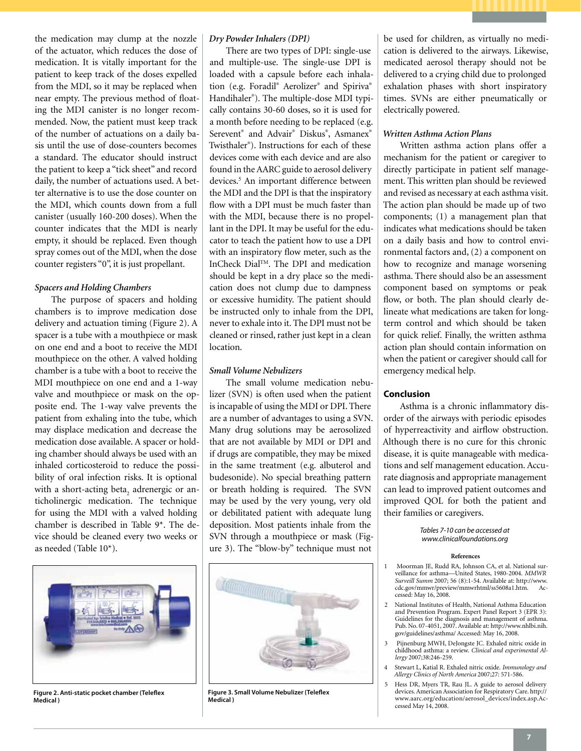the medication may clump at the nozzle of the actuator, which reduces the dose of medication. It is vitally important for the patient to keep track of the doses expelled from the MDI, so it may be replaced when near empty. The previous method of floating the MDI canister is no longer recommended. Now, the patient must keep track of the number of actuations on a daily basis until the use of dose-counters becomes a standard. The educator should instruct the patient to keep a "tick sheet" and record daily, the number of actuations used. A better alternative is to use the dose counter on the MDI, which counts down from a full canister (usually 160-200 doses). When the counter indicates that the MDI is nearly empty, it should be replaced. Even though spray comes out of the MDI, when the dose counter registers "0", it is just propellant.

### *Spacers and Holding Chambers*

The purpose of spacers and holding chambers is to improve medication dose delivery and actuation timing (Figure 2). A spacer is a tube with a mouthpiece or mask on one end and a boot to receive the MDI mouthpiece on the other. A valved holding chamber is a tube with a boot to receive the MDI mouthpiece on one end and a 1-way valve and mouthpiece or mask on the opposite end. The 1-way valve prevents the patient from exhaling into the tube, which may displace medication and decrease the medication dose available. A spacer or holding chamber should always be used with an inhaled corticosteroid to reduce the possibility of oral infection risks. It is optional with a short-acting beta$_2$ adrenergic or anticholinergic medication. The technique for using the MDI with a valved holding chamber is described in Table 9*. The device should be cleaned every two weeks or as needed (Table 10*).

**Figure 2. Anti-static pocket chamber (Teleflex Medical )**

### *Dry Powder Inhalers (DPI)*

There are two types of DPI: single-use and multiple-use. The single-use DPI is loaded with a capsule before each inhalation (e.g. Foradil® Aerolizer® and Spiriva® Handihaler®). The multiple-dose MDI typically contains 30-60 doses, so it is used for a month before needing to be replaced (e.g. Serevent® and Advair® Diskus®, Asmanex® Twisthaler®). Instructions for each of these devices come with each device and are also found in the AARC guide to aerosol delivery devices.[5] An important difference between the MDI and the DPI is that the inspiratory flow with a DPI must be much faster than with the MDI, because there is no propellant in the DPI. It may be useful for the educator to teach the patient how to use a DPI with an inspiratory flow meter, such as the InCheck Dial™. The DPI and medication should be kept in a dry place so the medication does not clump due to dampness or excessive humidity. The patient should be instructed only to inhale from the DPI, never to exhale into it. The DPI must not be cleaned or rinsed, rather just kept in a clean location.

### *Small Volume Nebulizers*

The small volume medication nebulizer (SVN) is often used when the patient is incapable of using the MDI or DPI. There are a number of advantages to using a SVN. Many drug solutions may be aerosolized that are not available by MDI or DPI and if drugs are compatible, they may be mixed in the same treatment (e.g. albuterol and budesonide). No special breathing pattern or breath holding is required. The SVN may be used by the very young, very old or debilitated patient with adequate lung deposition. Most patients inhale from the SVN through a mouthpiece or mask (Figure 3). The "blow-by" technique must not be used for children, as virtually no medication is delivered to the airways. Likewise, medicated aerosol therapy should not be delivered to a crying child due to prolonged exhalation phases with short inspiratory times. SVNs are either pneumatically or electrically powered.

**Figure 3. Small Volume Nebulizer (Teleflex Medical )**

### *Written Asthma Action Plans*

Written asthma action plans offer a mechanism for the patient or caregiver to directly participate in patient self management. This written plan should be reviewed and revised as necessary at each asthma visit. The action plan should be made up of two components; (1) a management plan that indicates what medications should be taken on a daily basis and how to control environmental factors and, (2) a component on how to recognize and manage worsening asthma. There should also be an assessment component based on symptoms or peak flow, or both. The plan should clearly delineate what medications are taken for long-term control and which should be taken for quick relief. Finally, the written asthma action plan should contain information on when the patient or caregiver should call for emergency medical help.

## Conclusion

Asthma is a chronic inflammatory disorder of the airways with periodic episodes of hyperreactivity and airflow obstruction. Although there is no cure for this chronic disease, it is quite manageable with medications and self management education. Accurate diagnosis and appropriate management can lead to improved patient outcomes and improved QOL for both the patient and their families or caregivers.

*Tables 7-10 can be accessed at www.clinicalfoundations.org*

#### References

1. Moorman JE, Rudd RA, Johnson CA, et al. National surveillance for asthma—United States, 1980-2004. *MMWR Surveill Summ* 2007; 56 (8):1-54. Available at: http://www.cdc.gov/mmwr/preview/mmwrhtml/ss5608a1.htm. Accessed: May 16, 2008.
2. National Institutes of Health, National Asthma Education and Prevention Program. Expert Panel Report 3 (EPR 3): Guidelines for the diagnosis and management of asthma. Pub. No. 07-4051, 2007. Available at: http://www.nhlbi.nih.gov/guidelines/asthma/ Accessed: May 16, 2008.
3. Pijnenburg MWH, DeJongste JC. Exhaled nitric oxide in childhood asthma: a review. *Clinical and experimental Allergy* 2007;38:246-259.
4. Stewart L, Katial R. Exhaled nitric oxide. *Immunology and Allergy Clinics of North America* 2007;27: 571-586.
5. Hess DR, Myers TR, Rau JL. A guide to aerosol delivery devices. American Association for Respiratory Care. http://www.aarc.org/education/aerosol_devices/index.asp. Accessed May 14, 2008.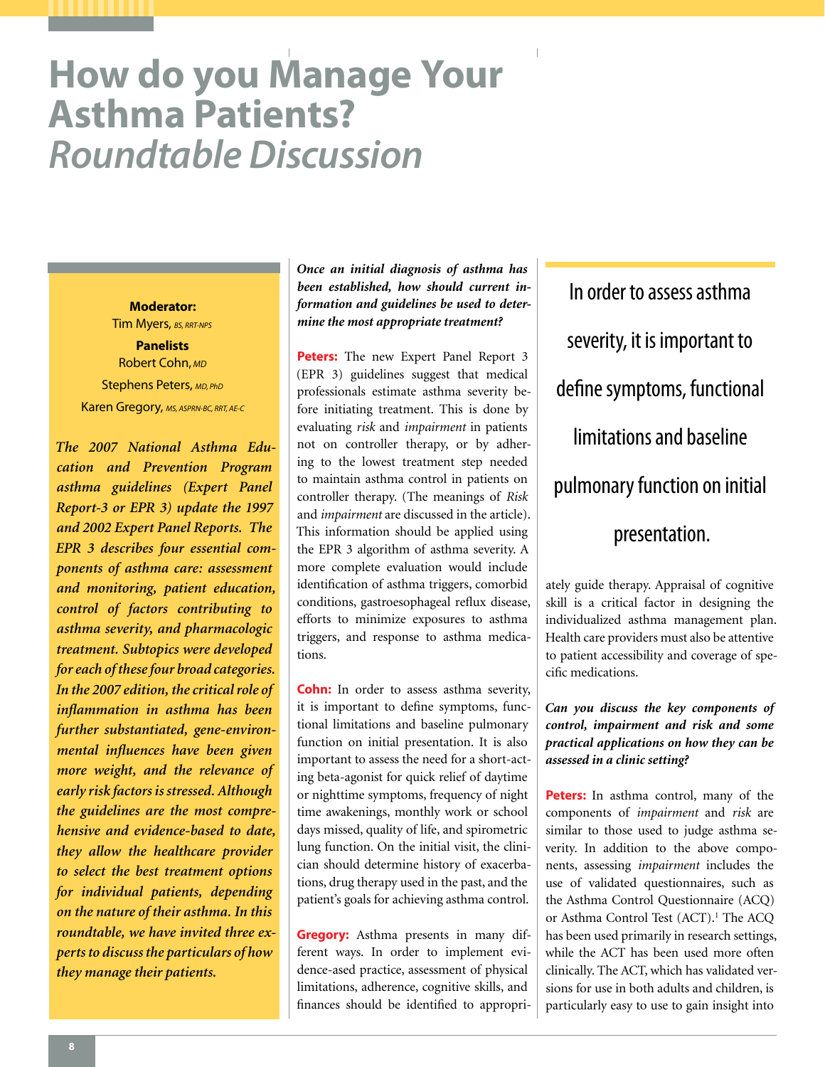# How do you Manage Your Asthma Patients?

## *Roundtable Discussion*

**Moderator:**
Tim Myers, *BS, RRT-NPS*

**Panelists**
Robert Cohn, *MD*
Stephens Peters, *MD, PhD*
Karen Gregory, *MS, ASPRN-BC, RRT, AE-C*

***The 2007 National Asthma Education and Prevention Program asthma guidelines (Expert Panel Report-3 or EPR 3) update the 1997 and 2002 Expert Panel Reports. The EPR 3 describes four essential components of asthma care: assessment and monitoring, patient education, control of factors contributing to asthma severity, and pharmacologic treatment. Subtopics were developed for each of these four broad categories. In the 2007 edition, the critical role of inflammation in asthma has been further substantiated, gene-environmental influences have been given more weight, and the relevance of early risk factors is stressed. Although the guidelines are the most comprehensive and evidence-based to date, they allow the healthcare provider to select the best treatment options for individual patients, depending on the nature of their asthma. In this roundtable, we have invited three experts to discuss the particulars of how they manage their patients.***

***Once an initial diagnosis of asthma has been established, how should current information and guidelines be used to determine the most appropriate treatment?***

**Peters:** The new Expert Panel Report 3 (EPR 3) guidelines suggest that medical professionals estimate asthma severity before initiating treatment. This is done by evaluating *risk* and *impairment* in patients not on controller therapy, or by adhering to the lowest treatment step needed to maintain asthma control in patients on controller therapy. (The meanings of *Risk* and *impairment* are discussed in the article). This information should be applied using the EPR 3 algorithm of asthma severity. A more complete evaluation would include identification of asthma triggers, comorbid conditions, gastroesophageal reflux disease, efforts to minimize exposures to asthma triggers, and response to asthma medications.

**Cohn:** In order to assess asthma severity, it is important to define symptoms, functional limitations and baseline pulmonary function on initial presentation. It is also important to assess the need for a short-acting beta-agonist for quick relief of daytime or nighttime symptoms, frequency of night time awakenings, monthly work or school days missed, quality of life, and spirometric lung function. On the initial visit, the clinician should determine history of exacerbations, drug therapy used in the past, and the patient's goals for achieving asthma control.

**Gregory:** Asthma presents in many different ways. In order to implement evidence-ased practice, assessment of physical limitations, adherence, cognitive skills, and finances should be identified to appropriately guide therapy. Appraisal of cognitive skill is a critical factor in designing the individualized asthma management plan. Health care providers must also be attentive to patient accessibility and coverage of specific medications.

> In order to assess asthma severity, it is important to define symptoms, functional limitations and baseline pulmonary function on initial presentation.

***Can you discuss the key components of control, impairment and risk and some practical applications on how they can be assessed in a clinic setting?***

**Peters:** In asthma control, many of the components of *impairment* and *risk* are similar to those used to judge asthma severity. In addition to the above components, assessing *impairment* includes the use of validated questionnaires, such as the Asthma Control Questionnaire (ACQ) or Asthma Control Test (ACT).[1] The ACQ has been used primarily in research settings, while the ACT has been used more often clinically. The ACT, which has validated versions for use in both adults and children, is particularly easy to use to gain insight into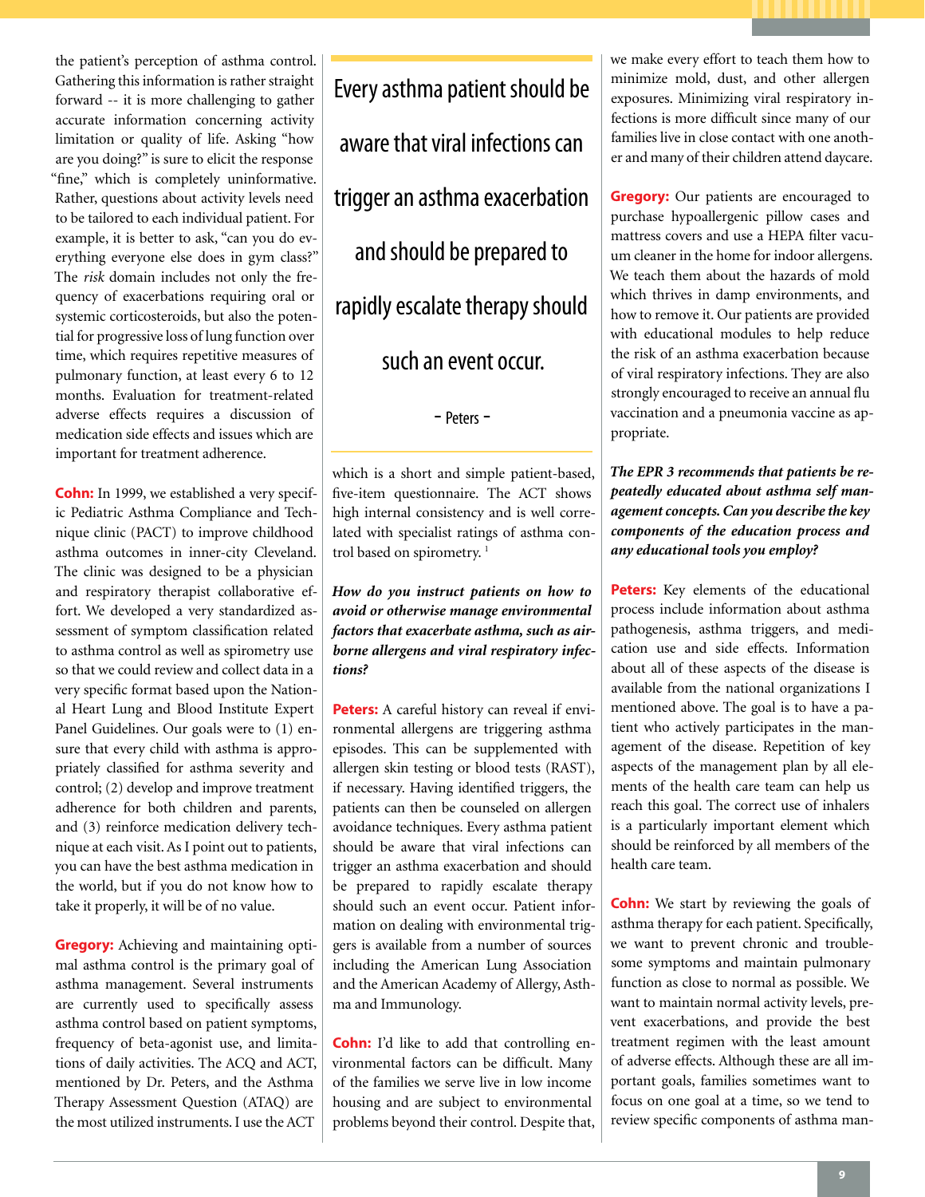the patient's perception of asthma control. Gathering this information is rather straight forward -- it is more challenging to gather accurate information concerning activity limitation or quality of life. Asking "how are you doing?" is sure to elicit the response "fine," which is completely uninformative. Rather, questions about activity levels need to be tailored to each individual patient. For example, it is better to ask, "can you do everything everyone else does in gym class?" The *risk* domain includes not only the frequency of exacerbations requiring oral or systemic corticosteroids, but also the potential for progressive loss of lung function over time, which requires repetitive measures of pulmonary function, at least every 6 to 12 months. Evaluation for treatment-related adverse effects requires a discussion of medication side effects and issues which are important for treatment adherence.

**Cohn:** In 1999, we established a very specific Pediatric Asthma Compliance and Technique clinic (PACT) to improve childhood asthma outcomes in inner-city Cleveland. The clinic was designed to be a physician and respiratory therapist collaborative effort. We developed a very standardized assessment of symptom classification related to asthma control as well as spirometry use so that we could review and collect data in a very specific format based upon the National Heart Lung and Blood Institute Expert Panel Guidelines. Our goals were to (1) ensure that every child with asthma is appropriately classified for asthma severity and control; (2) develop and improve treatment adherence for both children and parents, and (3) reinforce medication delivery technique at each visit. As I point out to patients, you can have the best asthma medication in the world, but if you do not know how to take it properly, it will be of no value.

**Gregory:** Achieving and maintaining optimal asthma control is the primary goal of asthma management. Several instruments are currently used to specifically assess asthma control based on patient symptoms, frequency of beta-agonist use, and limitations of daily activities. The ACQ and ACT, mentioned by Dr. Peters, and the Asthma Therapy Assessment Question (ATAQ) are the most utilized instruments. I use the ACT which is a short and simple patient-based, five-item questionnaire. The ACT shows high internal consistency and is well correlated with specialist ratings of asthma control based on spirometry. [1]

> Every asthma patient should be aware that viral infections can trigger an asthma exacerbation and should be prepared to rapidly escalate therapy should such an event occur.
>
> - Peters -

***How do you instruct patients on how to avoid or otherwise manage environmental factors that exacerbate asthma, such as airborne allergens and viral respiratory infections?***

**Peters:** A careful history can reveal if environmental allergens are triggering asthma episodes. This can be supplemented with allergen skin testing or blood tests (RAST), if necessary. Having identified triggers, the patients can then be counseled on allergen avoidance techniques. Every asthma patient should be aware that viral infections can trigger an asthma exacerbation and should be prepared to rapidly escalate therapy should such an event occur. Patient information on dealing with environmental triggers is available from a number of sources including the American Lung Association and the American Academy of Allergy, Asthma and Immunology.

**Cohn:** I'd like to add that controlling environmental factors can be difficult. Many of the families we serve live in low income housing and are subject to environmental problems beyond their control. Despite that, we make every effort to teach them how to minimize mold, dust, and other allergen exposures. Minimizing viral respiratory infections is more difficult since many of our families live in close contact with one another and many of their children attend daycare.

**Gregory:** Our patients are encouraged to purchase hypoallergenic pillow cases and mattress covers and use a HEPA filter vacuum cleaner in the home for indoor allergens. We teach them about the hazards of mold which thrives in damp environments, and how to remove it. Our patients are provided with educational modules to help reduce the risk of an asthma exacerbation because of viral respiratory infections. They are also strongly encouraged to receive an annual flu vaccination and a pneumonia vaccine as appropriate.

***The EPR 3 recommends that patients be repeatedly educated about asthma self management concepts. Can you describe the key components of the education process and any educational tools you employ?***

**Peters:** Key elements of the educational process include information about asthma pathogenesis, asthma triggers, and medication use and side effects. Information about all of these aspects of the disease is available from the national organizations I mentioned above. The goal is to have a patient who actively participates in the management of the disease. Repetition of key aspects of the management plan by all elements of the health care team can help us reach this goal. The correct use of inhalers is a particularly important element which should be reinforced by all members of the health care team.

**Cohn:** We start by reviewing the goals of asthma therapy for each patient. Specifically, we want to prevent chronic and troublesome symptoms and maintain pulmonary function as close to normal as possible. We want to maintain normal activity levels, prevent exacerbations, and provide the best treatment regimen with the least amount of adverse effects. Although these are all important goals, families sometimes want to focus on one goal at a time, so we tend to review specific components of asthma man-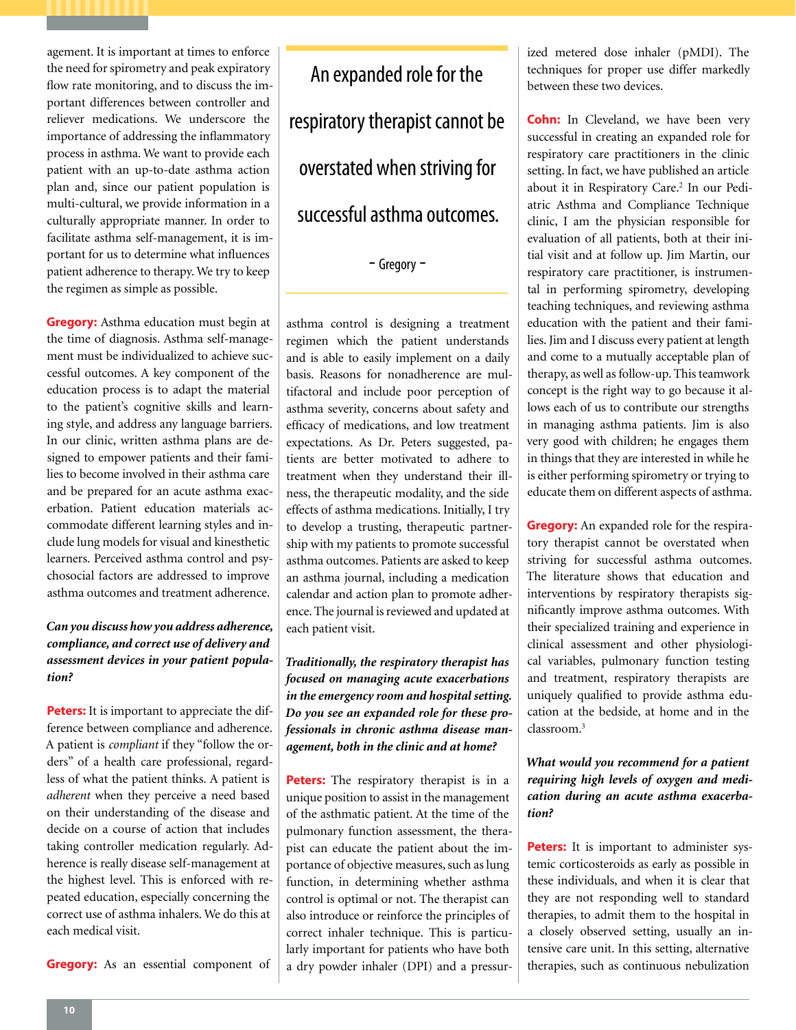agement. It is important at times to enforce the need for spirometry and peak expiratory flow rate monitoring, and to discuss the important differences between controller and reliever medications. We underscore the importance of addressing the inflammatory process in asthma. We want to provide each patient with an up-to-date asthma action plan and, since our patient population is multi-cultural, we provide information in a culturally appropriate manner. In order to facilitate asthma self-management, it is important for us to determine what influences patient adherence to therapy. We try to keep the regimen as simple as possible.

**Gregory:** Asthma education must begin at the time of diagnosis. Asthma self-management must be individualized to achieve successful outcomes. A key component of the education process is to adapt the material to the patient's cognitive skills and learning style, and address any language barriers. In our clinic, written asthma plans are designed to empower patients and their families to become involved in their asthma care and be prepared for an acute asthma exacerbation. Patient education materials accommodate different learning styles and include lung models for visual and kinesthetic learners. Perceived asthma control and psychosocial factors are addressed to improve asthma outcomes and treatment adherence.

***Can you discuss how you address adherence, compliance, and correct use of delivery and assessment devices in your patient population?***

**Peters:** It is important to appreciate the difference between compliance and adherence. A patient is *compliant* if they "follow the orders" of a health care professional, regardless of what the patient thinks. A patient is *adherent* when they perceive a need based on their understanding of the disease and decide on a course of action that includes taking controller medication regularly. Adherence is really disease self-management at the highest level. This is enforced with repeated education, especially concerning the correct use of asthma inhalers. We do this at each medical visit.

**Gregory:** As an essential component of asthma control is designing a treatment regimen which the patient understands and is able to easily implement on a daily basis. Reasons for nonadherence are multifactoral and include poor perception of asthma severity, concerns about safety and efficacy of medications, and low treatment expectations. As Dr. Peters suggested, patients are better motivated to adhere to treatment when they understand their illness, the therapeutic modality, and the side effects of asthma medications. Initially, I try to develop a trusting, therapeutic partnership with my patients to promote successful asthma outcomes. Patients are asked to keep an asthma journal, including a medication calendar and action plan to promote adherence. The journal is reviewed and updated at each patient visit.

> An expanded role for the respiratory therapist cannot be overstated when striving for successful asthma outcomes.
>
> – Gregory –

***Traditionally, the respiratory therapist has focused on managing acute exacerbations in the emergency room and hospital setting. Do you see an expanded role for these professionals in chronic asthma disease management, both in the clinic and at home?***

**Peters:** The respiratory therapist is in a unique position to assist in the management of the asthmatic patient. At the time of the pulmonary function assessment, the therapist can educate the patient about the importance of objective measures, such as lung function, in determining whether asthma control is optimal or not. The therapist can also introduce or reinforce the principles of correct inhaler technique. This is particularly important for patients who have both a dry powder inhaler (DPI) and a pressurized metered dose inhaler (pMDI). The techniques for proper use differ markedly between these two devices.

**Cohn:** In Cleveland, we have been very successful in creating an expanded role for respiratory care practitioners in the clinic setting. In fact, we have published an article about it in Respiratory Care.[2] In our Pediatric Asthma and Compliance Technique clinic, I am the physician responsible for evaluation of all patients, both at their initial visit and at follow up. Jim Martin, our respiratory care practitioner, is instrumental in performing spirometry, developing teaching techniques, and reviewing asthma education with the patient and their families. Jim and I discuss every patient at length and come to a mutually acceptable plan of therapy, as well as follow-up. This teamwork concept is the right way to go because it allows each of us to contribute our strengths in managing asthma patients. Jim is also very good with children; he engages them in things that they are interested in while he is either performing spirometry or trying to educate them on different aspects of asthma.

**Gregory:** An expanded role for the respiratory therapist cannot be overstated when striving for successful asthma outcomes. The literature shows that education and interventions by respiratory therapists significantly improve asthma outcomes. With their specialized training and experience in clinical assessment and other physiological variables, pulmonary function testing and treatment, respiratory therapists are uniquely qualified to provide asthma education at the bedside, at home and in the classroom.[3]

***What would you recommend for a patient requiring high levels of oxygen and medication during an acute asthma exacerbation?***

**Peters:** It is important to administer systemic corticosteroids as early as possible in these individuals, and when it is clear that they are not responding well to standard therapies, to admit them to the hospital in a closely observed setting, usually an intensive care unit. In this setting, alternative therapies, such as continuous nebulization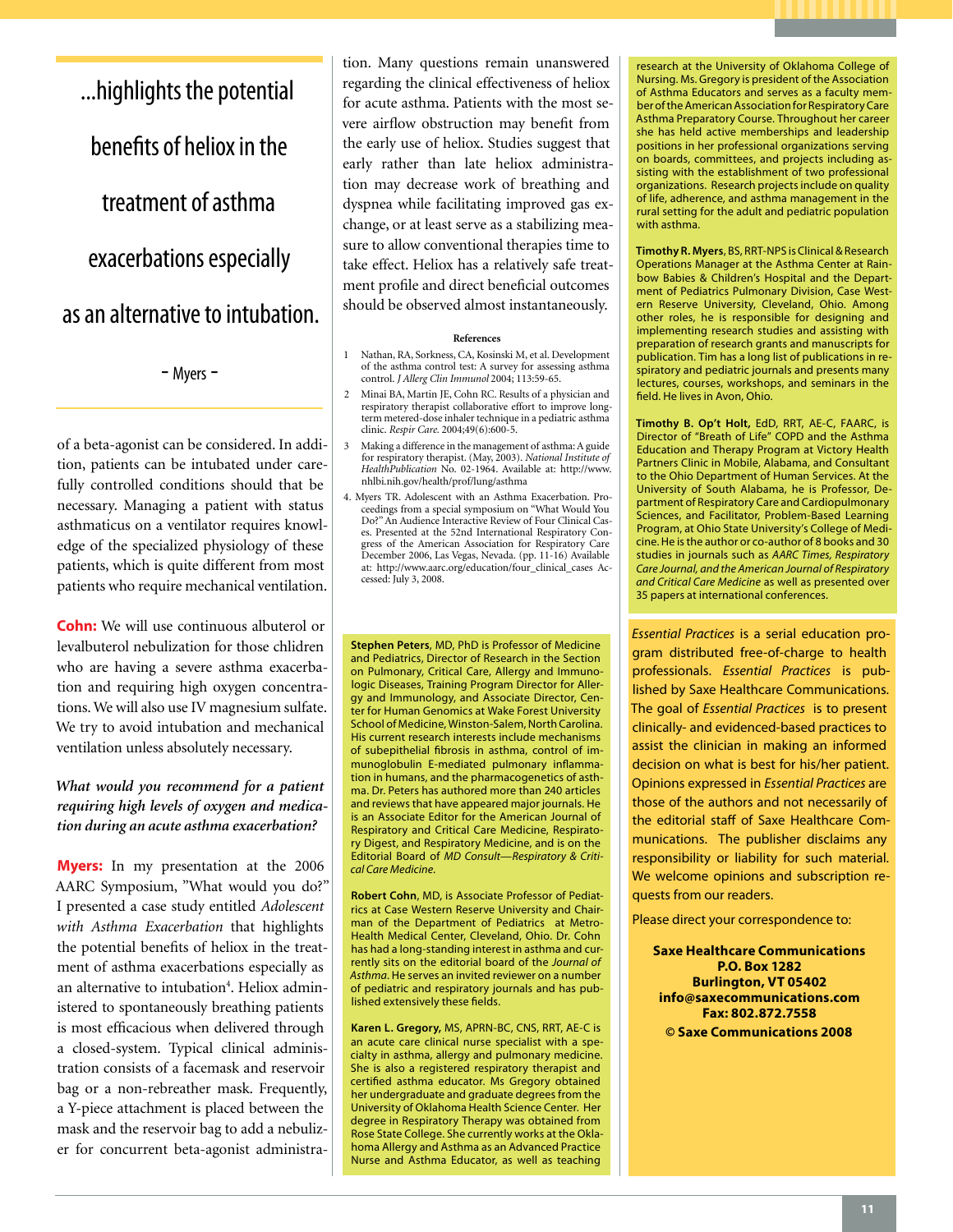> ...highlights the potential benefits of heliox in the treatment of asthma exacerbations especially as an alternative to intubation.
>
> - Myers -

of a beta-agonist can be considered. In addition, patients can be intubated under carefully controlled conditions should that be necessary. Managing a patient with status asthmaticus on a ventilator requires knowledge of the specialized physiology of these patients, which is quite different from most patients who require mechanical ventilation.

**Cohn:** We will use continuous albuterol or levalbuterol nebulization for those chlidren who are having a severe asthma exacerbation and requiring high oxygen concentrations. We will also use IV magnesium sulfate. We try to avoid intubation and mechanical ventilation unless absolutely necessary.

***What would you recommend for a patient requiring high levels of oxygen and medication during an acute asthma exacerbation?***

**Myers:** In my presentation at the 2006 AARC Symposium, "What would you do?" I presented a case study entitled *Adolescent with Asthma Exacerbation* that highlights the potential benefits of heliox in the treatment of asthma exacerbations especially as an alternative to intubation[4]. Heliox administered to spontaneously breathing patients is most efficacious when delivered through a closed-system. Typical clinical administration consists of a facemask and reservoir bag or a non-rebreather mask. Frequently, a Y-piece attachment is placed between the mask and the reservoir bag to add a nebulizer for concurrent beta-agonist administration. Many questions remain unanswered regarding the clinical effectiveness of heliox for acute asthma. Patients with the most severe airflow obstruction may benefit from the early use of heliox. Studies suggest that early rather than late heliox administration may decrease work of breathing and dyspnea while facilitating improved gas exchange, or at least serve as a stabilizing measure to allow conventional therapies time to take effect. Heliox has a relatively safe treatment profile and direct beneficial outcomes should be observed almost instantaneously.

#### References

1. Nathan, RA, Sorkness, CA, Kosinski M, et al. Development of the asthma control test: A survey for assessing asthma control. *J Allerg Clin Immunol* 2004; 113:59-65.
2. Minai BA, Martin JE, Cohn RC. Results of a physician and respiratory therapist collaborative effort to improve long-term metered-dose inhaler technique in a pediatric asthma clinic. *Respir Care.* 2004;49(6):600-5.
3. Making a difference in the management of asthma: A guide for respiratory therapist. (May, 2003). *National Institute of HealthPublication* No. 02-1964. Available at: http://www.nhlbi.nih.gov/health/prof/lung/asthma
4. Myers TR. Adolescent with an Asthma Exacerbation. Proceedings from a special symposium on "What Would You Do?" An Audience Interactive Review of Four Clinical Cases. Presented at the 52nd International Respiratory Congress of the American Association for Respiratory Care December 2006, Las Vegas, Nevada. (pp. 11-16) Available at: http://www.aarc.org/education/four_clinical_cases Accessed: July 3, 2008.

**Stephen Peters**, MD, PhD is Professor of Medicine and Pediatrics, Director of Research in the Section on Pulmonary, Critical Care, Allergy and Immunologic Diseases, Training Program Director for Allergy and Immunology, and Associate Director, Center for Human Genomics at Wake Forest University School of Medicine, Winston-Salem, North Carolina. His current research interests include mechanisms of subepithelial fibrosis in asthma, control of immunoglobulin E-mediated pulmonary inflammation in humans, and the pharmacogenetics of asthma. Dr. Peters has authored more than 240 articles and reviews that have appeared major journals. He is an Associate Editor for the American Journal of Respiratory and Critical Care Medicine, Respiratory Digest, and Respiratory Medicine, and is on the Editorial Board of *MD Consult—Respiratory & Critical Care Medicine.*

**Robert Cohn**, MD, is Associate Professor of Pediatrics at Case Western Reserve University and Chairman of the Department of Pediatrics at Metro-Health Medical Center, Cleveland, Ohio. Dr. Cohn has had a long-standing interest in asthma and currently sits on the editorial board of the *Journal of Asthma*. He serves an invited reviewer on a number of pediatric and respiratory journals and has published extensively these fields.

**Karen L. Gregory,** MS, APRN-BC, CNS, RRT, AE-C is an acute care clinical nurse specialist with a specialty in asthma, allergy and pulmonary medicine. She is also a registered respiratory therapist and certified asthma educator. Ms Gregory obtained her undergraduate and graduate degrees from the University of Oklahoma Health Science Center. Her degree in Respiratory Therapy was obtained from Rose State College. She currently works at the Oklahoma Allergy and Asthma as an Advanced Practice Nurse and Asthma Educator, as well as teaching research at the University of Oklahoma College of Nursing. Ms. Gregory is president of the Association of Asthma Educators and serves as a faculty member of the American Association for Respiratory Care Asthma Preparatory Course. Throughout her career she has held active memberships and leadership positions in her professional organizations serving on boards, committees, and projects including assisting with the establishment of two professional organizations. Research projects include on quality of life, adherence, and asthma management in the rural setting for the adult and pediatric population with asthma.

**Timothy R. Myers**, BS, RRT-NPS is Clinical & Research Operations Manager at the Asthma Center at Rainbow Babies & Children's Hospital and the Department of Pediatrics Pulmonary Division, Case Western Reserve University, Cleveland, Ohio. Among other roles, he is responsible for designing and implementing research studies and assisting with preparation of research grants and manuscripts for publication. Tim has a long list of publications in respiratory and pediatric journals and presents many lectures, courses, workshops, and seminars in the field. He lives in Avon, Ohio.

**Timothy B. Op't Holt,** EdD, RRT, AE-C, FAARC, is Director of "Breath of Life" COPD and the Asthma Education and Therapy Program at Victory Health Partners Clinic in Mobile, Alabama, and Consultant to the Ohio Department of Human Services. At the University of South Alabama, he is Professor, Department of Respiratory Care and Cardiopulmonary Sciences, and Facilitator, Problem-Based Learning Program, at Ohio State University's College of Medicine. He is the author or co-author of 8 books and 30 studies in journals such as *AARC Times, Respiratory Care Journal, and the American Journal of Respiratory and Critical Care Medicine* as well as presented over 35 papers at international conferences.

*Essential Practices* is a serial education program distributed free-of-charge to health professionals. *Essential Practices* is published by Saxe Healthcare Communications. The goal of *Essential Practices* is to present clinically- and evidenced-based practices to assist the clinician in making an informed decision on what is best for his/her patient. Opinions expressed in *Essential Practices* are those of the authors and not necessarily of the editorial staff of Saxe Healthcare Communications. The publisher disclaims any responsibility or liability for such material. We welcome opinions and subscription requests from our readers.

Please direct your correspondence to:

**Saxe Healthcare Communications**
**P.O. Box 1282**
**Burlington, VT 05402**
**info@saxecommunications.com**
**Fax: 802.872.7558**
**© Saxe Communications 2008**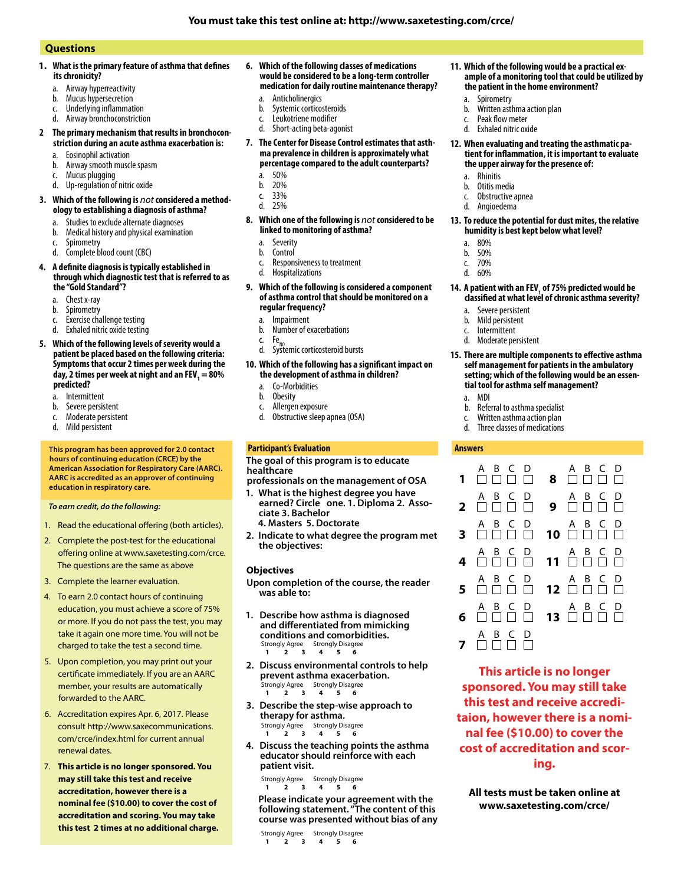**You must take this test online at: http://www.saxetesting.com/crce/**

## Questions

1. **What is the primary feature of asthma that defines its chronicity?**
   a. Airway hyperreactivity
   b. Mucus hypersecretion
   c. Underlying inflammation
   d. Airway bronchoconstriction

2. **The primary mechanism that results in bronchoconstriction during an acute asthma exacerbation is:**
   a. Eosinophil activation
   b. Airway smooth muscle spasm
   c. Mucus plugging
   d. Up-regulation of nitric oxide

3. **Which of the following is *not* considered a methodology to establishing a diagnosis of asthma?**
   a. Studies to exclude alternate diagnoses
   b. Medical history and physical examination
   c. Spirometry
   d. Complete blood count (CBC)

4. **A definite diagnosis is typically established in through which diagnostic test that is referred to as the "Gold Standard"?**
   a. Chest x-ray
   b. Spirometry
   c. Exercise challenge testing
   d. Exhaled nitric oxide testing

5. **Which of the following levels of severity would a patient be placed based on the following criteria: Symptoms that occur 2 times per week during the day, 2 times per week at night and an $FEV_1$ = 80% predicted?**
   a. Intermittent
   b. Severe persistent
   c. Moderate persistent
   d. Mild persistent

6. **Which of the following classes of medications would be considered to be a long-term controller medication for daily routine maintenance therapy?**
   a. Anticholinergics
   b. Systemic corticosteroids
   c. Leukotriene modifier
   d. Short-acting beta-agonist

7. **The Center for Disease Control estimates that asthma prevalence in children is approximately what percentage compared to the adult counterparts?**
   a. 50%
   b. 20%
   c. 33%
   d. 25%

8. **Which one of the following is *not* considered to be linked to monitoring of asthma?**
   a. Severity
   b. Control
   c. Responsiveness to treatment
   d. Hospitalizations

9. **Which of the following is considered a component of asthma control that should be monitored on a regular frequency?**
   a. Impairment
   b. Number of exacerbations
   c. $Fe_{NO}$
   d. Systemic corticosteroid bursts

10. **Which of the following has a significant impact on the development of asthma in children?**
    a. Co-Morbidities
    b. Obesity
    c. Allergen exposure
    d. Obstructive sleep apnea (OSA)

11. **Which of the following would be a practical example of a monitoring tool that could be utilized by the patient in the home environment?**
    a. Spirometry
    b. Written asthma action plan
    c. Peak flow meter
    d. Exhaled nitric oxide

12. **When evaluating and treating the asthmatic patient for inflammation, it is important to evaluate the upper airway for the presence of:**
    a. Rhinitis
    b. Otitis media
    c. Obstructive apnea
    d. Angioedema

13. **To reduce the potential for dust mites, the relative humidity is best kept below what level?**
    a. 80%
    b. 50%
    c. 70%
    d. 60%

14. **A patient with an $FEV_1$ of 75% predicted would be classified at what level of chronic asthma severity?**
    a. Severe persistent
    b. Mild persistent
    c. Intermittent
    d. Moderate persistent

15. **There are multiple components to effective asthma self management for patients in the ambulatory setting; which of the following would be an essential tool for asthma self management?**
    a. MDI
    b. Referral to asthma specialist
    c. Written asthma action plan
    d. Three classes of medications

**This program has been approved for 2.0 contact hours of continuing education (CRCE) by the American Association for Respiratory Care (AARC). AARC is accredited as an approver of continuing education in respiratory care.**

***To earn credit, do the following:***

1. Read the educational offering (both articles).
2. Complete the post-test for the educational offering online at www.saxetesting.com/crce. The questions are the same as above
3. Complete the learner evaluation.
4. To earn 2.0 contact hours of continuing education, you must achieve a score of 75% or more. If you do not pass the test, you may take it again one more time. You will not be charged to take the test a second time.
5. Upon completion, you may print out your certificate immediately. If you are an AARC member, your results are automatically forwarded to the AARC.
6. Accreditation expires Apr. 6, 2017. Please consult http://www.saxecommunications.com/crce/index.html for current annual renewal dates.
7. **This article is no longer sponsored. You may still take this test and receive accreditation, however there is a nominal fee ($10.00) to cover the cost of accreditation and scoring. You may take this test 2 times at no additional charge.**

## Participant's Evaluation

The goal of this program is to educate healthcare professionals on the management of OSA

1. What is the highest degree you have earned? Circle one. 1. Diploma 2. Associate 3. Bachelor 4. Masters 5. Doctorate
2. Indicate to what degree the program met the objectives:

### Objectives

Upon completion of the course, the reader was able to:

1. Describe how asthma is diagnosed and differentiated from mimicking conditions and comorbidities.
   Strongly Agree — Strongly Disagree
   1 2 3 4 5 6
2. Discuss environmental controls to help prevent asthma exacerbation.
   Strongly Agree — Strongly Disagree
   1 2 3 4 5 6
3. Describe the step-wise approach to therapy for asthma.
   Strongly Agree — Strongly Disagree
   1 2 3 4 5 6
4. Discuss the teaching points the asthma educator should reinforce with each patient visit.
   Strongly Agree — Strongly Disagree
   1 2 3 4 5 6

Please indicate your agreement with the following statement. "The content of this course was presented without bias of any

Strongly Agree — Strongly Disagree
1 2 3 4 5 6

## Answers

| | A | B | C | D |
|---|---|---|---|---|
| 1 | ☐ | ☐ | ☐ | ☐ |
| 2 | ☐ | ☐ | ☐ | ☐ |
| 3 | ☐ | ☐ | ☐ | ☐ |
| 4 | ☐ | ☐ | ☐ | ☐ |
| 5 | ☐ | ☐ | ☐ | ☐ |
| 6 | ☐ | ☐ | ☐ | ☐ |
| 7 | ☐ | ☐ | ☐ | ☐ |
| 8 | ☐ | ☐ | ☐ | ☐ |
| 9 | ☐ | ☐ | ☐ | ☐ |
| 10 | ☐ | ☐ | ☐ | ☐ |
| 11 | ☐ | ☐ | ☐ | ☐ |
| 12 | ☐ | ☐ | ☐ | ☐ |
| 13 | ☐ | ☐ | ☐ | ☐ |

**This article is no longer sponsored. You may still take this test and receive accreditaion, however there is a nominal fee ($10.00) to cover the cost of accreditation and scoring.**

**All tests must be taken online at www.saxetesting.com/crce/**